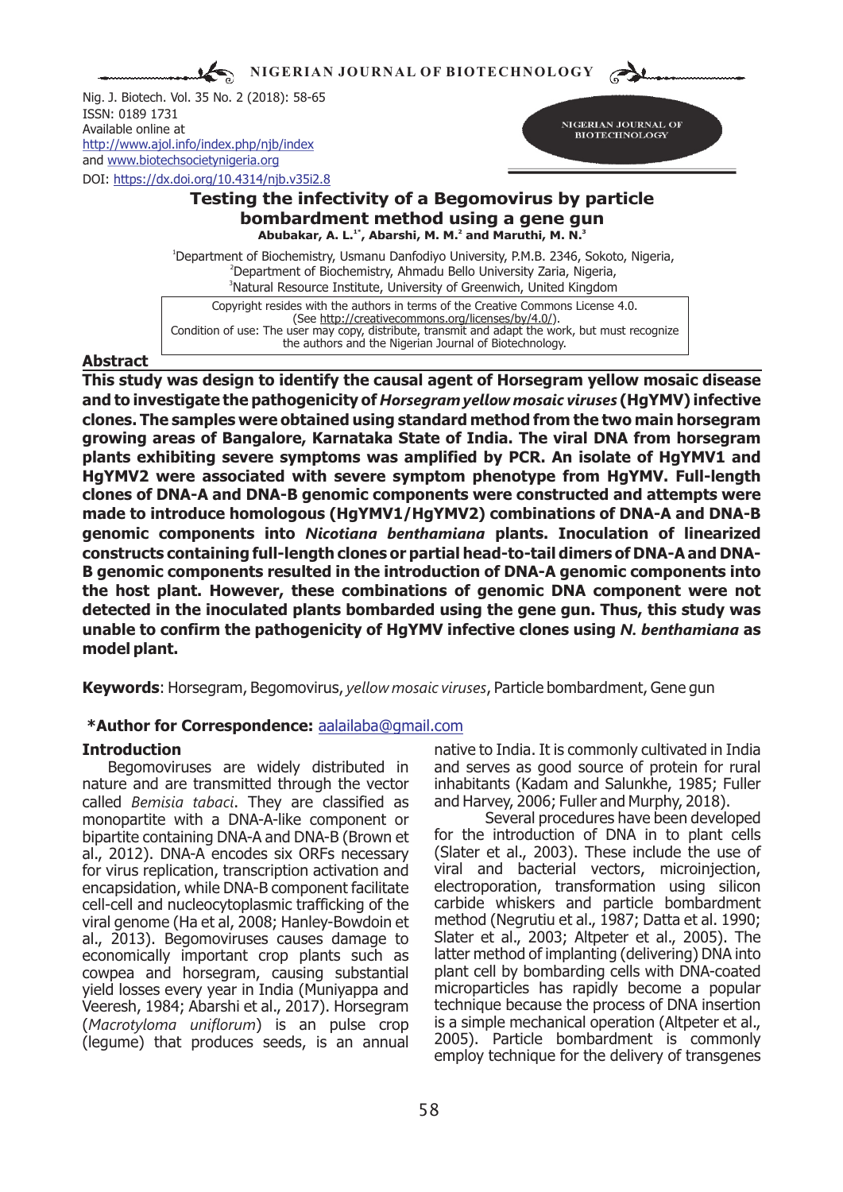Nig. J. Biotech. Vol. 35 No. 2 (2018): 58-65
ISSN: 0189 1731
Available online at
http://www.ajol.info/index.php/njb/index
and www.biotechsocietynigeria.org
DOI: https://dx.doi.org/10.4314/njb.v35i2.8

# Testing the infectivity of a Begomovirus by particle bombardment method using a gene gun

**Abubakar, A. L.[1*], Abarshi, M. M.[2] and Maruthi, M. N.[3]**

[1]Department of Biochemistry, Usmanu Danfodiyo University, P.M.B. 2346, Sokoto, Nigeria,
[2]Department of Biochemistry, Ahmadu Bello University Zaria, Nigeria,
[3]Natural Resource Institute, University of Greenwich, United Kingdom

Copyright resides with the authors in terms of the Creative Commons License 4.0.
(See http://creativecommons.org/licenses/by/4.0/).
Condition of use: The user may copy, distribute, transmit and adapt the work, but must recognize the authors and the Nigerian Journal of Biotechnology.

## Abstract

**This study was design to identify the causal agent of Horsegram yellow mosaic disease and to investigate the pathogenicity of *Horsegram yellow mosaic viruses* (HgYMV) infective clones. The samples were obtained using standard method from the two main horsegram growing areas of Bangalore, Karnataka State of India. The viral DNA from horsegram plants exhibiting severe symptoms was amplified by PCR. An isolate of HgYMV1 and HgYMV2 were associated with severe symptom phenotype from HgYMV. Full-length clones of DNA-A and DNA-B genomic components were constructed and attempts were made to introduce homologous (HgYMV1/HgYMV2) combinations of DNA-A and DNA-B genomic components into *Nicotiana benthamiana* plants. Inoculation of linearized constructs containing full-length clones or partial head-to-tail dimers of DNA-A and DNA-B genomic components resulted in the introduction of DNA-A genomic components into the host plant. However, these combinations of genomic DNA component were not detected in the inoculated plants bombarded using the gene gun. Thus, this study was unable to confirm the pathogenicity of HgYMV infective clones using *N. benthamiana* as model plant.**

**Keywords**: Horsegram, Begomovirus, *yellow mosaic viruses*, Particle bombardment, Gene gun

**\*Author for Correspondence:** aalailaba@gmail.com

## Introduction

Begomoviruses are widely distributed in nature and are transmitted through the vector called *Bemisia tabaci*. They are classified as monopartite with a DNA-A-like component or bipartite containing DNA-A and DNA-B (Brown et al., 2012). DNA-A encodes six ORFs necessary for virus replication, transcription activation and encapsidation, while DNA-B component facilitate cell-cell and nucleocytoplasmic trafficking of the viral genome (Ha et al, 2008; Hanley-Bowdoin et al., 2013). Begomoviruses causes damage to economically important crop plants such as cowpea and horsegram, causing substantial yield losses every year in India (Muniyappa and Veeresh, 1984; Abarshi et al., 2017). Horsegram (*Macrotyloma uniflorum*) is an pulse crop (legume) that produces seeds, is an annual native to India. It is commonly cultivated in India and serves as good source of protein for rural inhabitants (Kadam and Salunkhe, 1985; Fuller and Harvey, 2006; Fuller and Murphy, 2018).

Several procedures have been developed for the introduction of DNA in to plant cells (Slater et al., 2003). These include the use of viral and bacterial vectors, microinjection, electroporation, transformation using silicon carbide whiskers and particle bombardment method (Negrutiu et al., 1987; Datta et al. 1990; Slater et al., 2003; Altpeter et al., 2005). The latter method of implanting (delivering) DNA into plant cell by bombarding cells with DNA-coated microparticles has rapidly become a popular technique because the process of DNA insertion is a simple mechanical operation (Altpeter et al., 2005). Particle bombardment is commonly employ technique for the delivery of transgenes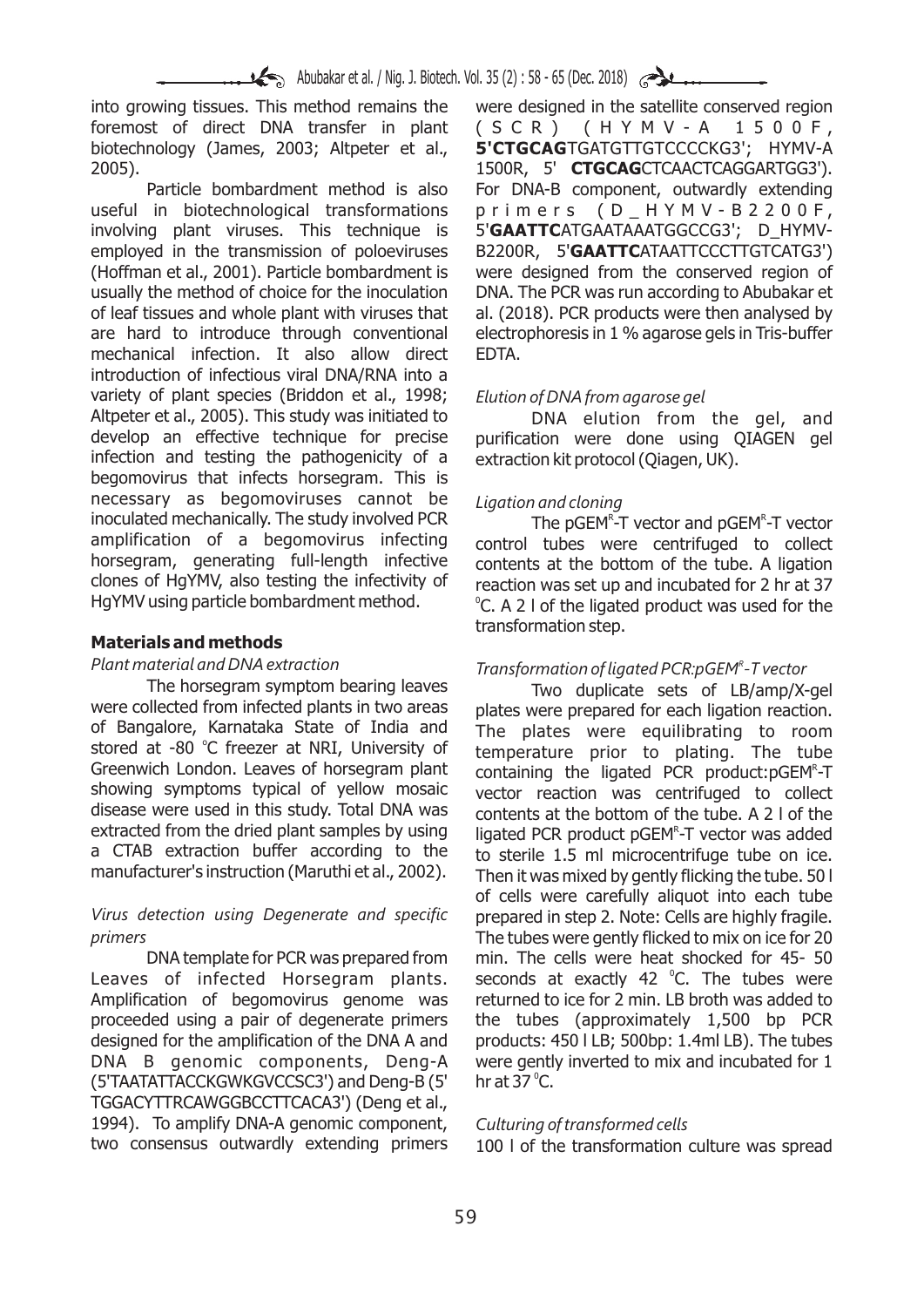into growing tissues. This method remains the foremost of direct DNA transfer in plant biotechnology (James, 2003; Altpeter et al., 2005).

Particle bombardment method is also useful in biotechnological transformations involving plant viruses. This technique is employed in the transmission of poloeviruses (Hoffman et al., 2001). Particle bombardment is usually the method of choice for the inoculation of leaf tissues and whole plant with viruses that are hard to introduce through conventional mechanical infection. It also allow direct introduction of infectious viral DNA/RNA into a variety of plant species (Briddon et al., 1998; Altpeter et al., 2005). This study was initiated to develop an effective technique for precise infection and testing the pathogenicity of a begomovirus that infects horsegram. This is necessary as begomoviruses cannot be inoculated mechanically. The study involved PCR amplification of a begomovirus infecting horsegram, generating full-length infective clones of HgYMV, also testing the infectivity of HgYMV using particle bombardment method.

## Materials and methods

*Plant material and DNA extraction*

The horsegram symptom bearing leaves were collected from infected plants in two areas of Bangalore, Karnataka State of India and stored at -80 °C freezer at NRI, University of Greenwich London. Leaves of horsegram plant showing symptoms typical of yellow mosaic disease were used in this study. Total DNA was extracted from the dried plant samples by using a CTAB extraction buffer according to the manufacturer's instruction (Maruthi et al., 2002).

*Virus detection using Degenerate and specific primers*

DNA template for PCR was prepared from Leaves of infected Horsegram plants. Amplification of begomovirus genome was proceeded using a pair of degenerate primers designed for the amplification of the DNA A and DNA B genomic components, Deng-A (5'TAATATTACCKGWKGVCCSC3') and Deng-B (5' TGGACYTTRCAWGGBCCTTCACA3') (Deng et al., 1994). To amplify DNA-A genomic component, two consensus outwardly extending primers were designed in the satellite conserved region (SCR) (HYMV-A 1500F, **5'CTGCAG**TGATGTTGTCCCCKG3'; HYMV-A 1500R, 5' **CTGCAG**CTCAACTCAGGARTGG3'). For DNA-B component, outwardly extending primers (D_HYMV-B2200F, 5'**GAATTC**ATGAATAAATGGCCG3'; D_HYMV-B2200R, 5'**GAATTC**ATAATTCCCTTGTCATG3') were designed from the conserved region of DNA. The PCR was run according to Abubakar et al. (2018). PCR products were then analysed by electrophoresis in 1 % agarose gels in Tris-buffer EDTA.

*Elution of DNA from agarose gel*

DNA elution from the gel, and purification were done using QIAGEN gel extraction kit protocol (Qiagen, UK).

*Ligation and cloning*

The pGEM®-T vector and pGEM®-T vector control tubes were centrifuged to collect contents at the bottom of the tube. A ligation reaction was set up and incubated for 2 hr at 37 °C. A 2 l of the ligated product was used for the transformation step.

*Transformation of ligated PCR:pGEM®-T vector*

Two duplicate sets of LB/amp/X-gel plates were prepared for each ligation reaction. The plates were equilibrating to room temperature prior to plating. The tube containing the ligated PCR product:pGEM®-T vector reaction was centrifuged to collect contents at the bottom of the tube. A 2 l of the ligated PCR product pGEM®-T vector was added to sterile 1.5 ml microcentrifuge tube on ice. Then it was mixed by gently flicking the tube. 50 l of cells were carefully aliquot into each tube prepared in step 2. Note: Cells are highly fragile. The tubes were gently flicked to mix on ice for 20 min. The cells were heat shocked for 45- 50 seconds at exactly 42 °C. The tubes were returned to ice for 2 min. LB broth was added to the tubes (approximately 1,500 bp PCR products: 450 l LB; 500bp: 1.4ml LB). The tubes were gently inverted to mix and incubated for 1 hr at 37 °C.

*Culturing of transformed cells*

100 l of the transformation culture was spread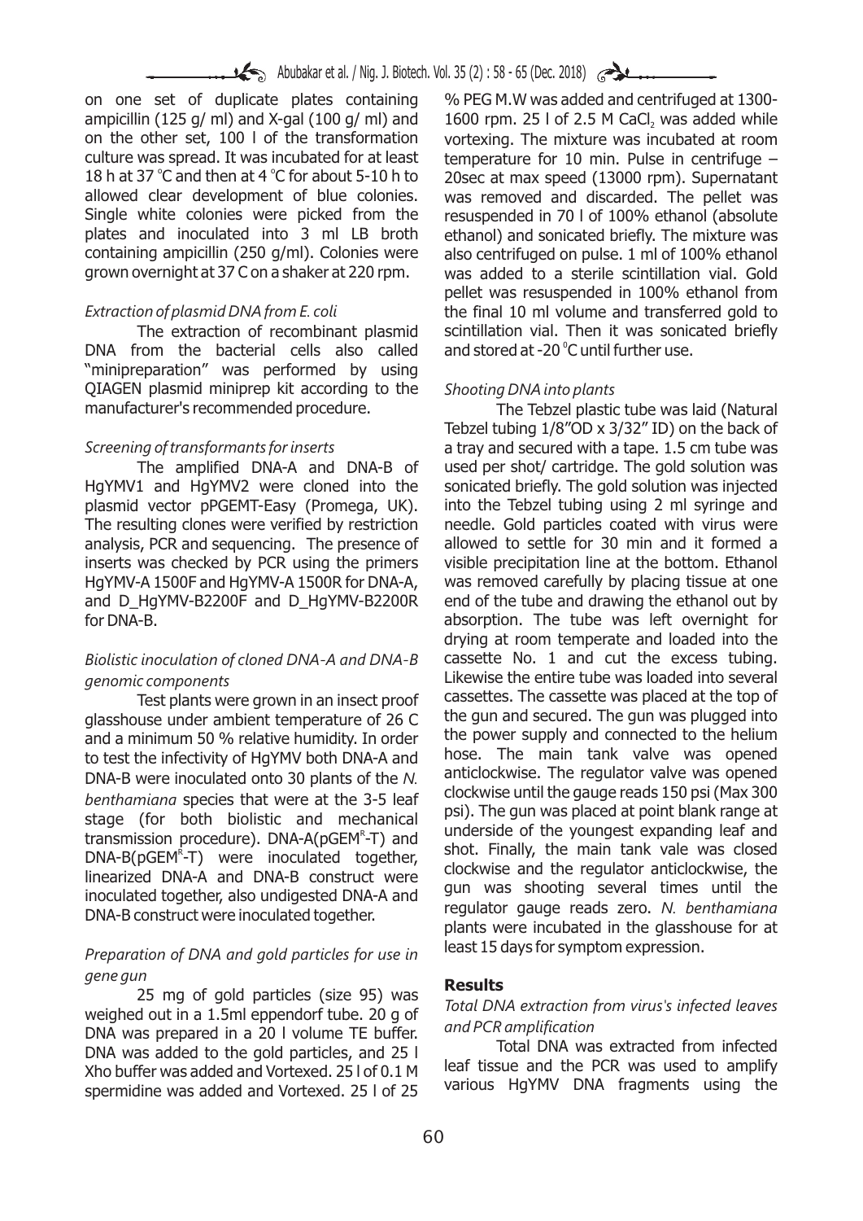on one set of duplicate plates containing ampicillin (125 g/ ml) and X-gal (100 g/ ml) and on the other set, 100 l of the transformation culture was spread. It was incubated for at least 18 h at 37 °C and then at 4 °C for about 5-10 h to allowed clear development of blue colonies. Single white colonies were picked from the plates and inoculated into 3 ml LB broth containing ampicillin (250 g/ml). Colonies were grown overnight at 37 C on a shaker at 220 rpm.

*Extraction of plasmid DNA from E. coli*

The extraction of recombinant plasmid DNA from the bacterial cells also called "minipreparation" was performed by using QIAGEN plasmid miniprep kit according to the manufacturer's recommended procedure.

*Screening of transformants for inserts*

The amplified DNA-A and DNA-B of HgYMV1 and HgYMV2 were cloned into the plasmid vector pPGEMT-Easy (Promega, UK). The resulting clones were verified by restriction analysis, PCR and sequencing. The presence of inserts was checked by PCR using the primers HgYMV-A 1500F and HgYMV-A 1500R for DNA-A, and D_HgYMV-B2200F and D_HgYMV-B2200R for DNA-B.

*Biolistic inoculation of cloned DNA-A and DNA-B genomic components*

Test plants were grown in an insect proof glasshouse under ambient temperature of 26 C and a minimum 50 % relative humidity. In order to test the infectivity of HgYMV both DNA-A and DNA-B were inoculated onto 30 plants of the *N. benthamiana* species that were at the 3-5 leaf stage (for both biolistic and mechanical transmission procedure). DNA-A(pGEM$^R$-T) and DNA-B(pGEM$^R$-T) were inoculated together, linearized DNA-A and DNA-B construct were inoculated together, also undigested DNA-A and DNA-B construct were inoculated together.

*Preparation of DNA and gold particles for use in gene gun*

25 mg of gold particles (size 95) was weighed out in a 1.5ml eppendorf tube. 20 g of DNA was prepared in a 20 l volume TE buffer. DNA was added to the gold particles, and 25 l Xho buffer was added and Vortexed. 25 l of 0.1 M spermidine was added and Vortexed. 25 l of 25 % PEG M.W was added and centrifuged at 1300-1600 rpm. 25 l of 2.5 M $CaCl_2$ was added while vortexing. The mixture was incubated at room temperature for 10 min. Pulse in centrifuge – 20sec at max speed (13000 rpm). Supernatant was removed and discarded. The pellet was resuspended in 70 l of 100% ethanol (absolute ethanol) and sonicated briefly. The mixture was also centrifuged on pulse. 1 ml of 100% ethanol was added to a sterile scintillation vial. Gold pellet was resuspended in 100% ethanol from the final 10 ml volume and transferred gold to scintillation vial. Then it was sonicated briefly and stored at -20 °C until further use.

*Shooting DNA into plants*

The Tebzel plastic tube was laid (Natural Tebzel tubing 1/8"OD x 3/32" ID) on the back of a tray and secured with a tape. 1.5 cm tube was used per shot/ cartridge. The gold solution was sonicated briefly. The gold solution was injected into the Tebzel tubing using 2 ml syringe and needle. Gold particles coated with virus were allowed to settle for 30 min and it formed a visible precipitation line at the bottom. Ethanol was removed carefully by placing tissue at one end of the tube and drawing the ethanol out by absorption. The tube was left overnight for drying at room temperate and loaded into the cassette No. 1 and cut the excess tubing. Likewise the entire tube was loaded into several cassettes. The cassette was placed at the top of the gun and secured. The gun was plugged into the power supply and connected to the helium hose. The main tank valve was opened anticlockwise. The regulator valve was opened clockwise until the gauge reads 150 psi (Max 300 psi). The gun was placed at point blank range at underside of the youngest expanding leaf and shot. Finally, the main tank vale was closed clockwise and the regulator anticlockwise, the gun was shooting several times until the regulator gauge reads zero. *N. benthamiana* plants were incubated in the glasshouse for at least 15 days for symptom expression.

## Results

*Total DNA extraction from virus's infected leaves and PCR amplification*

Total DNA was extracted from infected leaf tissue and the PCR was used to amplify various HgYMV DNA fragments using the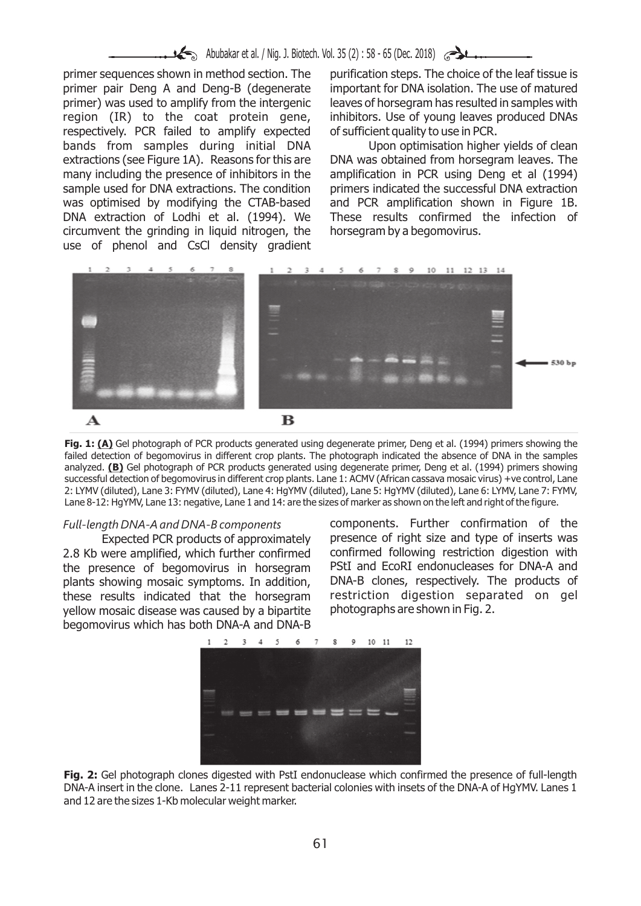primer sequences shown in method section. The primer pair Deng A and Deng-B (degenerate primer) was used to amplify from the intergenic region (IR) to the coat protein gene, respectively. PCR failed to amplify expected bands from samples during initial DNA extractions (see Figure 1A). Reasons for this are many including the presence of inhibitors in the sample used for DNA extractions. The condition was optimised by modifying the CTAB-based DNA extraction of Lodhi et al. (1994). We circumvent the grinding in liquid nitrogen, the use of phenol and CsCl density gradient purification steps. The choice of the leaf tissue is important for DNA isolation. The use of matured leaves of horsegram has resulted in samples with inhibitors. Use of young leaves produced DNAs of sufficient quality to use in PCR.

Upon optimisation higher yields of clean DNA was obtained from horsegram leaves. The amplification in PCR using Deng et al (1994) primers indicated the successful DNA extraction and PCR amplification shown in Figure 1B. These results confirmed the infection of horsegram by a begomovirus.

**Fig. 1: (A)** Gel photograph of PCR products generated using degenerate primer, Deng et al. (1994) primers showing the failed detection of begomovirus in different crop plants. The photograph indicated the absence of DNA in the samples analyzed. **(B)** Gel photograph of PCR products generated using degenerate primer, Deng et al. (1994) primers showing successful detection of begomovirus in different crop plants. Lane 1: ACMV (African cassava mosaic virus) +ve control, Lane 2: LYMV (diluted), Lane 3: FYMV (diluted), Lane 4: HgYMV (diluted), Lane 5: HgYMV (diluted), Lane 6: LYMV, Lane 7: FYMV, Lane 8-12: HgYMV, Lane 13: negative, Lane 1 and 14: are the sizes of marker as shown on the left and right of the figure.

*Full-length DNA-A and DNA-B components*

Expected PCR products of approximately 2.8 Kb were amplified, which further confirmed the presence of begomovirus in horsegram plants showing mosaic symptoms. In addition, these results indicated that the horsegram yellow mosaic disease was caused by a bipartite begomovirus which has both DNA-A and DNA-B components. Further confirmation of the presence of right size and type of inserts was confirmed following restriction digestion with PStI and EcoRI endonucleases for DNA-A and DNA-B clones, respectively. The products of restriction digestion separated on gel photographs are shown in Fig. 2.

**Fig. 2:** Gel photograph clones digested with PstI endonuclease which confirmed the presence of full-length DNA-A insert in the clone. Lanes 2-11 represent bacterial colonies with insets of the DNA-A of HgYMV. Lanes 1 and 12 are the sizes 1-Kb molecular weight marker.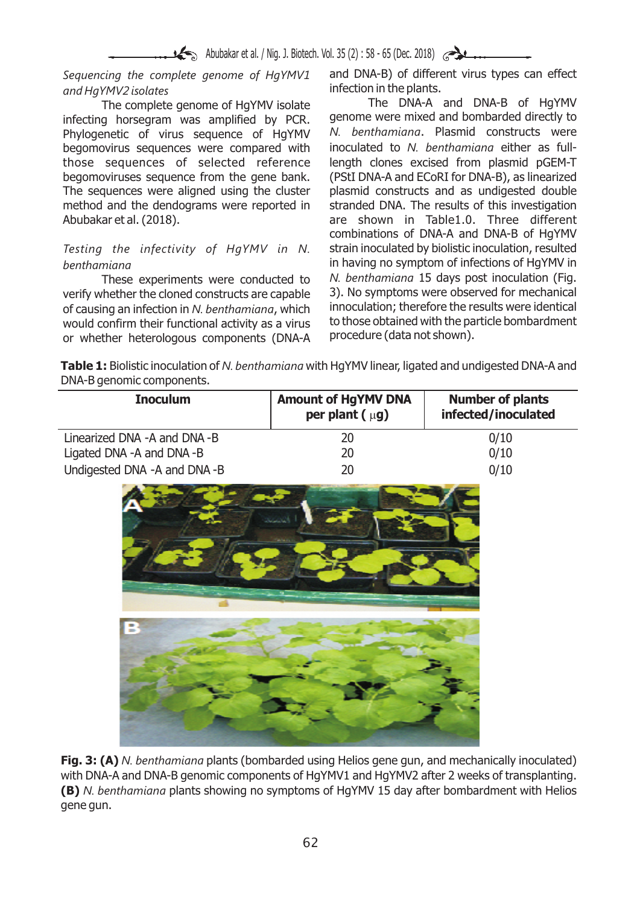*Sequencing the complete genome of HgYMV1 and HgYMV2 isolates*

The complete genome of HgYMV isolate infecting horsegram was amplified by PCR. Phylogenetic of virus sequence of HgYMV begomovirus sequences were compared with those sequences of selected reference begomoviruses sequence from the gene bank. The sequences were aligned using the cluster method and the dendograms were reported in Abubakar et al. (2018).

*Testing the infectivity of HgYMV in N. benthamiana*

These experiments were conducted to verify whether the cloned constructs are capable of causing an infection in *N. benthamiana*, which would confirm their functional activity as a virus or whether heterologous components (DNA-A and DNA-B) of different virus types can effect infection in the plants.

The DNA-A and DNA-B of HgYMV genome were mixed and bombarded directly to *N. benthamiana*. Plasmid constructs were inoculated to *N. benthamiana* either as full-length clones excised from plasmid pGEM-T (PStI DNA-A and ECoRI for DNA-B), as linearized plasmid constructs and as undigested double stranded DNA. The results of this investigation are shown in Table1.0. Three different combinations of DNA-A and DNA-B of HgYMV strain inoculated by biolistic inoculation, resulted in having no symptom of infections of HgYMV in *N. benthamiana* 15 days post inoculation (Fig. 3). No symptoms were observed for mechanical innoculation; therefore the results were identical to those obtained with the particle bombardment procedure (data not shown).

**Table 1:** Biolistic inoculation of *N. benthamiana* with HgYMV linear, ligated and undigested DNA-A and DNA-B genomic components.

| Inoculum | Amount of HgYMV DNA per plant (μg) | Number of plants infected/inoculated |
|---|---|---|
| Linearized DNA -A and DNA -B | 20 | 0/10 |
| Ligated DNA -A and DNA -B | 20 | 0/10 |
| Undigested DNA -A and DNA -B | 20 | 0/10 |

**Fig. 3: (A)** *N. benthamiana* plants (bombarded using Helios gene gun, and mechanically inoculated) with DNA-A and DNA-B genomic components of HgYMV1 and HgYMV2 after 2 weeks of transplanting. **(B)** *N. benthamiana* plants showing no symptoms of HgYMV 15 day after bombardment with Helios gene gun.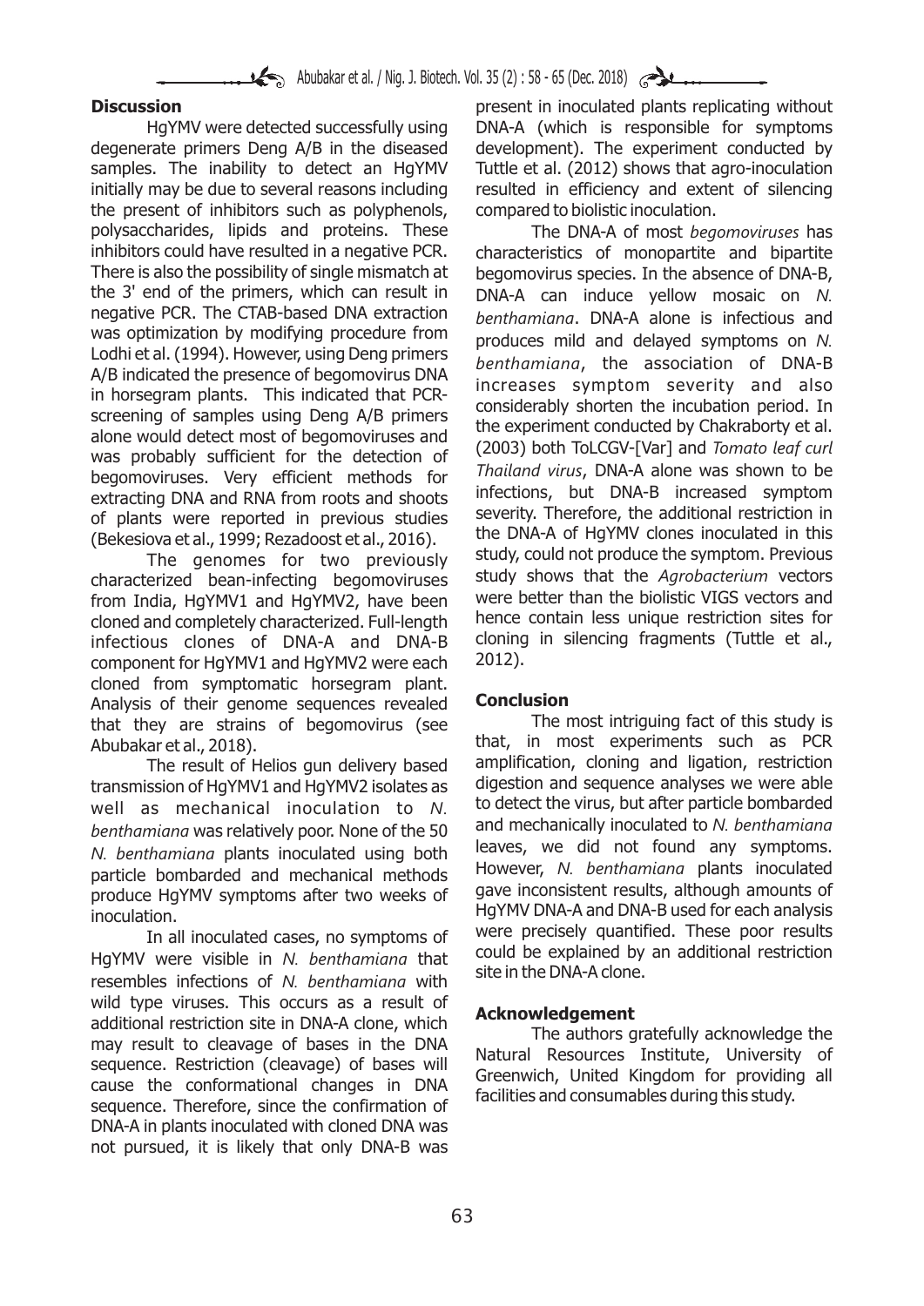## Discussion

HgYMV were detected successfully using degenerate primers Deng A/B in the diseased samples. The inability to detect an HgYMV initially may be due to several reasons including the present of inhibitors such as polyphenols, polysaccharides, lipids and proteins. These inhibitors could have resulted in a negative PCR. There is also the possibility of single mismatch at the 3' end of the primers, which can result in negative PCR. The CTAB-based DNA extraction was optimization by modifying procedure from Lodhi et al. (1994). However, using Deng primers A/B indicated the presence of begomovirus DNA in horsegram plants. This indicated that PCR-screening of samples using Deng A/B primers alone would detect most of begomoviruses and was probably sufficient for the detection of begomoviruses. Very efficient methods for extracting DNA and RNA from roots and shoots of plants were reported in previous studies (Bekesiova et al., 1999; Rezadoost et al., 2016).

The genomes for two previously characterized bean-infecting begomoviruses from India, HgYMV1 and HgYMV2, have been cloned and completely characterized. Full-length infectious clones of DNA-A and DNA-B component for HgYMV1 and HgYMV2 were each cloned from symptomatic horsegram plant. Analysis of their genome sequences revealed that they are strains of begomovirus (see Abubakar et al., 2018).

The result of Helios gun delivery based transmission of HgYMV1 and HgYMV2 isolates as well as mechanical inoculation to *N. benthamiana* was relatively poor. None of the 50 *N. benthamiana* plants inoculated using both particle bombarded and mechanical methods produce HgYMV symptoms after two weeks of inoculation.

In all inoculated cases, no symptoms of HgYMV were visible in *N. benthamiana* that resembles infections of *N. benthamiana* with wild type viruses. This occurs as a result of additional restriction site in DNA-A clone, which may result to cleavage of bases in the DNA sequence. Restriction (cleavage) of bases will cause the conformational changes in DNA sequence. Therefore, since the confirmation of DNA-A in plants inoculated with cloned DNA was not pursued, it is likely that only DNA-B was present in inoculated plants replicating without DNA-A (which is responsible for symptoms development). The experiment conducted by Tuttle et al. (2012) shows that agro-inoculation resulted in efficiency and extent of silencing compared to biolistic inoculation.

The DNA-A of most *begomoviruses* has characteristics of monopartite and bipartite begomovirus species. In the absence of DNA-B, DNA-A can induce yellow mosaic on *N. benthamiana*. DNA-A alone is infectious and produces mild and delayed symptoms on *N. benthamiana*, the association of DNA-B increases symptom severity and also considerably shorten the incubation period. In the experiment conducted by Chakraborty et al. (2003) both ToLCGV-[Var] and *Tomato leaf curl Thailand virus*, DNA-A alone was shown to be infections, but DNA-B increased symptom severity. Therefore, the additional restriction in the DNA-A of HgYMV clones inoculated in this study, could not produce the symptom. Previous study shows that the *Agrobacterium* vectors were better than the biolistic VIGS vectors and hence contain less unique restriction sites for cloning in silencing fragments (Tuttle et al., 2012).

## Conclusion

The most intriguing fact of this study is that, in most experiments such as PCR amplification, cloning and ligation, restriction digestion and sequence analyses we were able to detect the virus, but after particle bombarded and mechanically inoculated to *N. benthamiana* leaves, we did not found any symptoms. However, *N. benthamiana* plants inoculated gave inconsistent results, although amounts of HgYMV DNA-A and DNA-B used for each analysis were precisely quantified. These poor results could be explained by an additional restriction site in the DNA-A clone.

## Acknowledgement

The authors gratefully acknowledge the Natural Resources Institute, University of Greenwich, United Kingdom for providing all facilities and consumables during this study.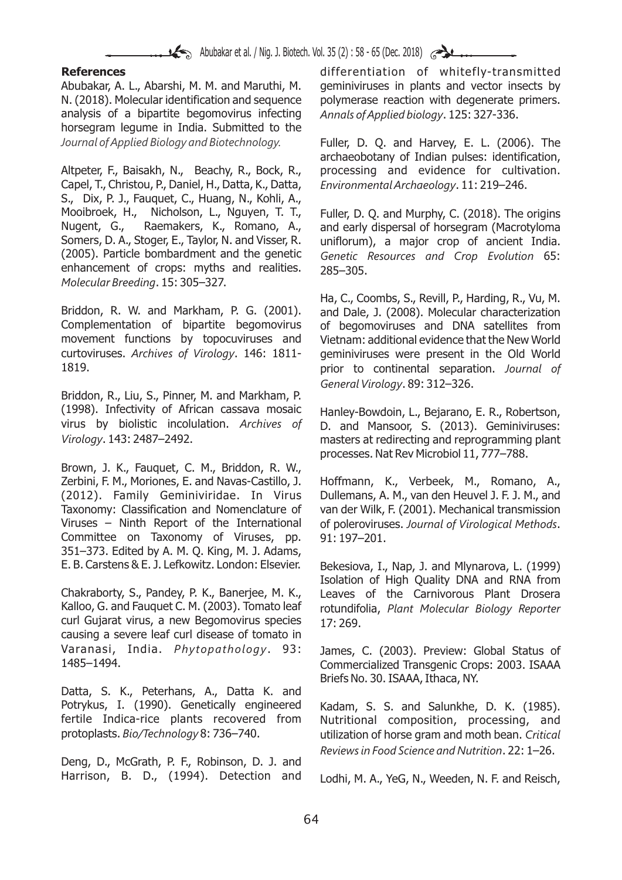## References

Abubakar, A. L., Abarshi, M. M. and Maruthi, M. N. (2018). Molecular identification and sequence analysis of a bipartite begomovirus infecting horsegram legume in India. Submitted to the *Journal of Applied Biology and Biotechnology.*

Altpeter, F., Baisakh, N., Beachy, R., Bock, R., Capel, T., Christou, P., Daniel, H., Datta, K., Datta, S., Dix, P. J., Fauquet, C., Huang, N., Kohli, A., Mooibroek, H., Nicholson, L., Nguyen, T. T., Nugent, G., Raemakers, K., Romano, A., Somers, D. A., Stoger, E., Taylor, N. and Visser, R. (2005). Particle bombardment and the genetic enhancement of crops: myths and realities. *Molecular Breeding*. 15: 305–327.

Briddon, R. W. and Markham, P. G. (2001). Complementation of bipartite begomovirus movement functions by topocuviruses and curtoviruses. *Archives of Virology*. 146: 1811-1819.

Briddon, R., Liu, S., Pinner, M. and Markham, P. (1998). Infectivity of African cassava mosaic virus by biolistic incolulation. *Archives of Virology*. 143: 2487–2492.

Brown, J. K., Fauquet, C. M., Briddon, R. W., Zerbini, F. M., Moriones, E. and Navas-Castillo, J. (2012). Family Geminiviridae. In Virus Taxonomy: Classification and Nomenclature of Viruses – Ninth Report of the International Committee on Taxonomy of Viruses, pp. 351–373. Edited by A. M. Q. King, M. J. Adams, E. B. Carstens & E. J. Lefkowitz. London: Elsevier.

Chakraborty, S., Pandey, P. K., Banerjee, M. K., Kalloo, G. and Fauquet C. M. (2003). Tomato leaf curl Gujarat virus, a new Begomovirus species causing a severe leaf curl disease of tomato in Varanasi, India. *Phytopathology*. 93: 1485–1494.

Datta, S. K., Peterhans, A., Datta K. and Potrykus, I. (1990). Genetically engineered fertile Indica-rice plants recovered from protoplasts. *Bio/Technology* 8: 736–740.

Deng, D., McGrath, P. F., Robinson, D. J. and Harrison, B. D., (1994). Detection and differentiation of whitefly-transmitted geminiviruses in plants and vector insects by polymerase reaction with degenerate primers. *Annals of Applied biology*. 125: 327-336.

Fuller, D. Q. and Harvey, E. L. (2006). The archaeobotany of Indian pulses: identification, processing and evidence for cultivation. *Environmental Archaeology*. 11: 219–246.

Fuller, D. Q. and Murphy, C. (2018). The origins and early dispersal of horsegram (Macrotyloma uniflorum), a major crop of ancient India. *Genetic Resources and Crop Evolution* 65: 285–305.

Ha, C., Coombs, S., Revill, P., Harding, R., Vu, M. and Dale, J. (2008). Molecular characterization of begomoviruses and DNA satellites from Vietnam: additional evidence that the New World geminiviruses were present in the Old World prior to continental separation. *Journal of General Virology*. 89: 312–326.

Hanley-Bowdoin, L., Bejarano, E. R., Robertson, D. and Mansoor, S. (2013). Geminiviruses: masters at redirecting and reprogramming plant processes. Nat Rev Microbiol 11, 777–788.

Hoffmann, K., Verbeek, M., Romano, A., Dullemans, A. M., van den Heuvel J. F. J. M., and van der Wilk, F. (2001). Mechanical transmission of poleroviruses. *Journal of Virological Methods*. 91: 197–201.

Bekesiova, I., Nap, J. and Mlynarova, L. (1999) Isolation of High Quality DNA and RNA from Leaves of the Carnivorous Plant Drosera rotundifolia, *Plant Molecular Biology Reporter* 17: 269.

James, C. (2003). Preview: Global Status of Commercialized Transgenic Crops: 2003. ISAAA Briefs No. 30. ISAAA, Ithaca, NY.

Kadam, S. S. and Salunkhe, D. K. (1985). Nutritional composition, processing, and utilization of horse gram and moth bean. *Critical Reviews in Food Science and Nutrition*. 22: 1–26.

Lodhi, M. A., YeG, N., Weeden, N. F. and Reisch,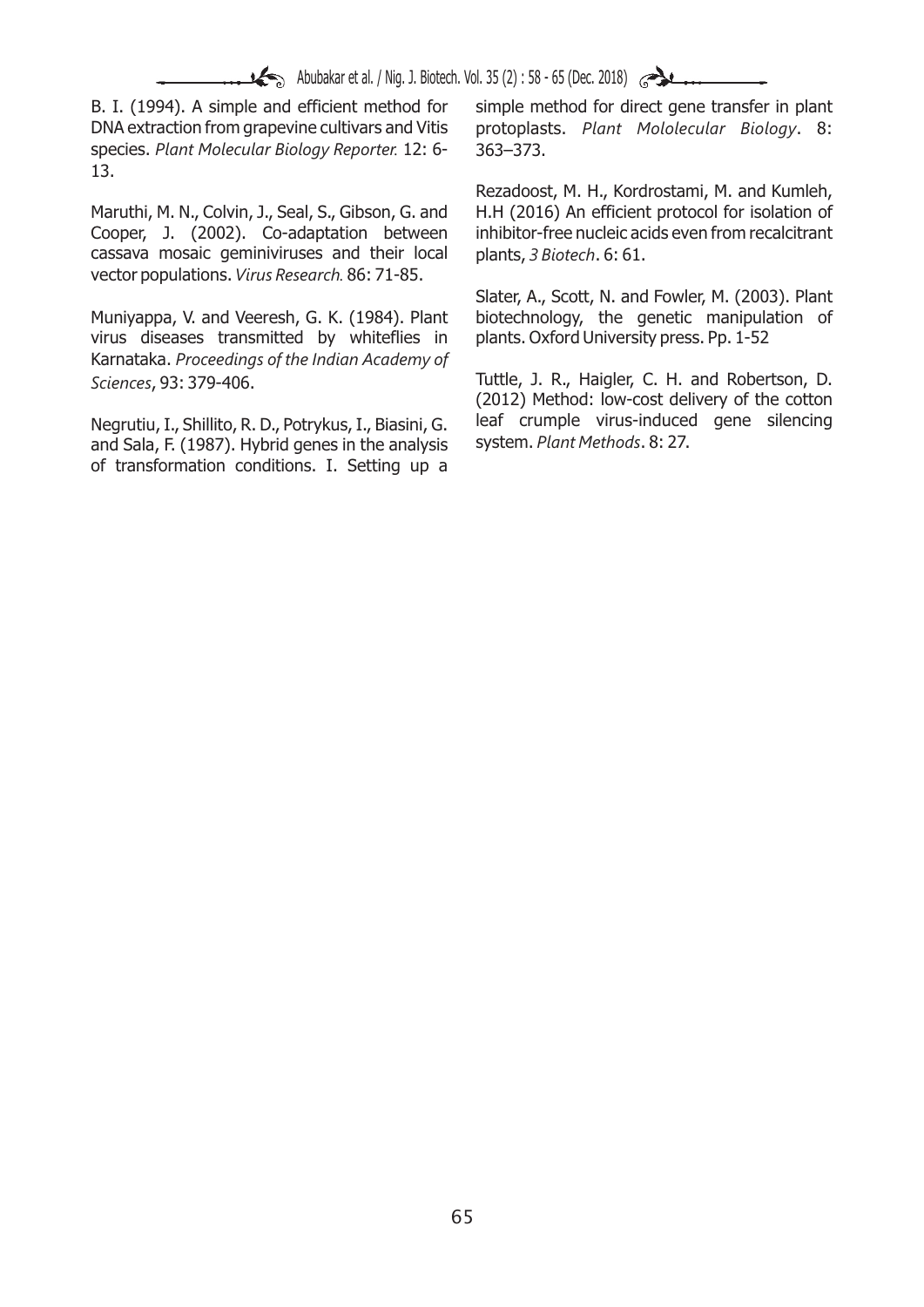B. I. (1994). A simple and efficient method for DNA extraction from grapevine cultivars and Vitis species. *Plant Molecular Biology Reporter.* 12: 6-13.

Maruthi, M. N., Colvin, J., Seal, S., Gibson, G. and Cooper, J. (2002). Co-adaptation between cassava mosaic geminiviruses and their local vector populations. *Virus Research.* 86: 71-85.

Muniyappa, V. and Veeresh, G. K. (1984). Plant virus diseases transmitted by whiteflies in Karnataka. *Proceedings of the Indian Academy of Sciences*, 93: 379-406.

Negrutiu, I., Shillito, R. D., Potrykus, I., Biasini, G. and Sala, F. (1987). Hybrid genes in the analysis of transformation conditions. I. Setting up a simple method for direct gene transfer in plant protoplasts. *Plant Mololecular Biology*. 8: 363–373.

Rezadoost, M. H., Kordrostami, M. and Kumleh, H.H (2016) An efficient protocol for isolation of inhibitor-free nucleic acids even from recalcitrant plants, *3 Biotech*. 6: 61.

Slater, A., Scott, N. and Fowler, M. (2003). Plant biotechnology, the genetic manipulation of plants. Oxford University press. Pp. 1-52

Tuttle, J. R., Haigler, C. H. and Robertson, D. (2012) Method: low-cost delivery of the cotton leaf crumple virus-induced gene silencing system. *Plant Methods*. 8: 27.